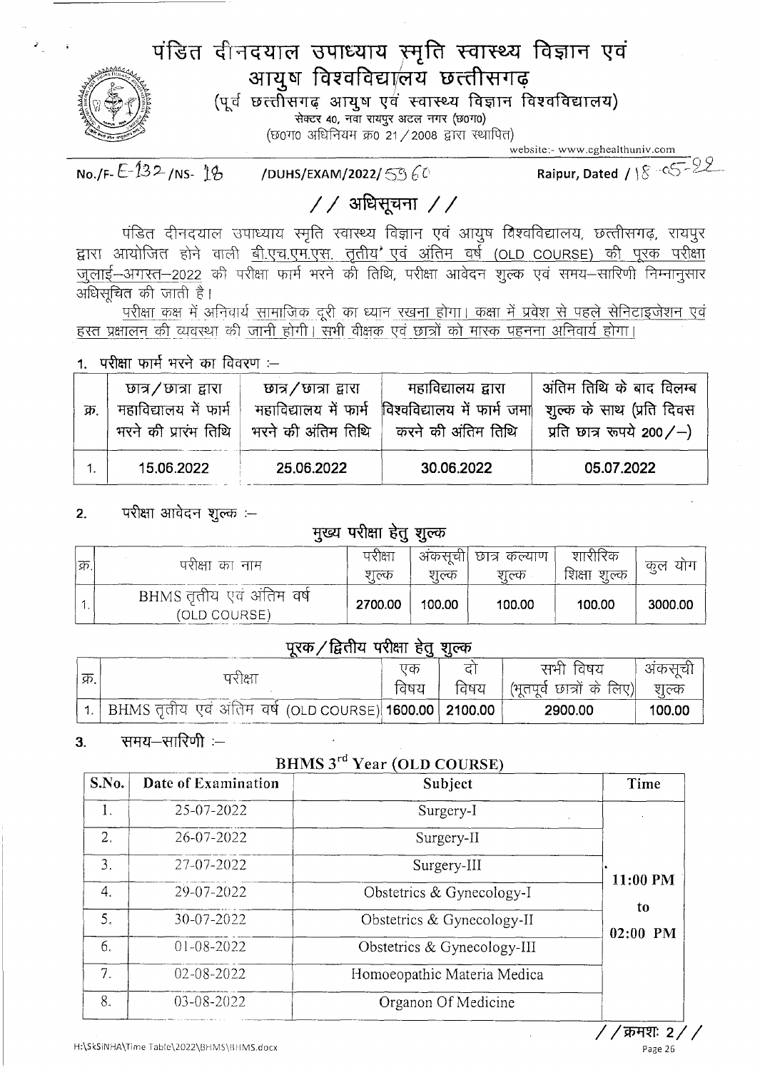# पंडित दीनदयाल उपाध्याय स्मृति स्वास्थ्य विज्ञान एवं आयुष विश्वविद्यालय छत्तीसगढ़

(पूर्व छत्तीसगढ़ आयुष एवं स्वास्थ्य विज्ञान विश्वविद्यालय)

सेक्टर 40, नवा रायपुर अटल नगर (छ०ग०)

(छ०ग० अधिनियम क्र० 21 / 2008 द्वारा स्थापित)

website:- www.cghealthuniv.com

No./F- E-132 /NS- 18 /DUHS/EXAM/2022/ 5960 Raipur, Dated / 18-05-22

## // अधिसूचना //

पंडित दीनदयाल उपाध्याय स्मृति स्वास्थ्य विज्ञान एवं आयुष विश्वविद्यालय, छत्तीसगढ़, रायपुर द्वारा आयोजित होने वाली बी.एच.एम.एस. तृतीय एवं अंतिम वर्ष (OLD COURSE) की पूरक परीक्षा जुलाई–अगस्त–2022 की परीक्षा फार्म भरने की तिथि, परीक्षा आवेदन शुल्क एवं समय–सारिणी निम्नानुसार अधिसूचित की जाती है।

परीक्षा कक्ष में अनिवार्य सामाजिक दूरी का ध्यान रखना होगा। कक्षा में प्रवेश से पहले सेनिटाइजेशन एवं हस्त प्रक्षालन की व्यवस्था की जानी होगी। सभी वीक्षक एवं छात्रों को मास्क पहनना अनिवार्य होगा।

**1. परीक्षा फार्म भरने का विवरण :–**

| क्र. | छात्र / छात्रा द्वारा महाविद्यालय में फार्म भरने की प्रारंभ तिथि | छात्र / छात्रा द्वारा महाविद्यालय में फार्म भरने की अंतिम तिथि | महाविद्यालय द्वारा विश्वविद्यालय में फार्म जमा करने की अंतिम तिथि | अंतिम तिथि के बाद विलम्ब शुल्क के साथ (प्रति दिवस प्रति छात्र रूपये 200/–) |
|---|---|---|---|---|
| 1. | 15.06.2022 | 25.06.2022 | 30.06.2022 | 05.07.2022 |

**2. परीक्षा आवेदन शुल्क :–**

**मुख्य परीक्षा हेतु शुल्क**

| क्र. | परीक्षा का नाम | परीक्षा शुल्क | अंकसूची शुल्क | छात्र कल्याण शुल्क | शारीरिक शिक्षा शुल्क | कुल योग |
|---|---|---|---|---|---|---|
| 1. | BHMS तृतीय एवं अंतिम वर्ष (OLD COURSE) | 2700.00 | 100.00 | 100.00 | 100.00 | 3000.00 |

**पूरक / द्वितीय परीक्षा हेतु शुल्क**

| क्र. | परीक्षा | एक विषय | दो विषय | सभी विषय (भूतपूर्व छात्रों के लिए) | अंकसूची शुल्क |
|---|---|---|---|---|---|
| 1. | BHMS तृतीय एवं अंतिम वर्ष (OLD COURSE) | 1600.00 | 2100.00 | 2900.00 | 100.00 |

**3. समय–सारिणी :–**

**BHMS 3rd Year (OLD COURSE)**

| S.No. | Date of Examination | Subject | Time |
|---|---|---|---|
| 1. | 25-07-2022 | Surgery-I | 11:00 PM to 02:00 PM |
| 2. | 26-07-2022 | Surgery-II | |
| 3. | 27-07-2022 | Surgery-III | |
| 4. | 29-07-2022 | Obstetrics & Gynecology-I | |
| 5. | 30-07-2022 | Obstetrics & Gynecology-II | |
| 6. | 01-08-2022 | Obstetrics & Gynecology-III | |
| 7. | 02-08-2022 | Homoeopathic Materia Medica | |
| 8. | 03-08-2022 | Organon Of Medicine | |

// क्रमशः 2 //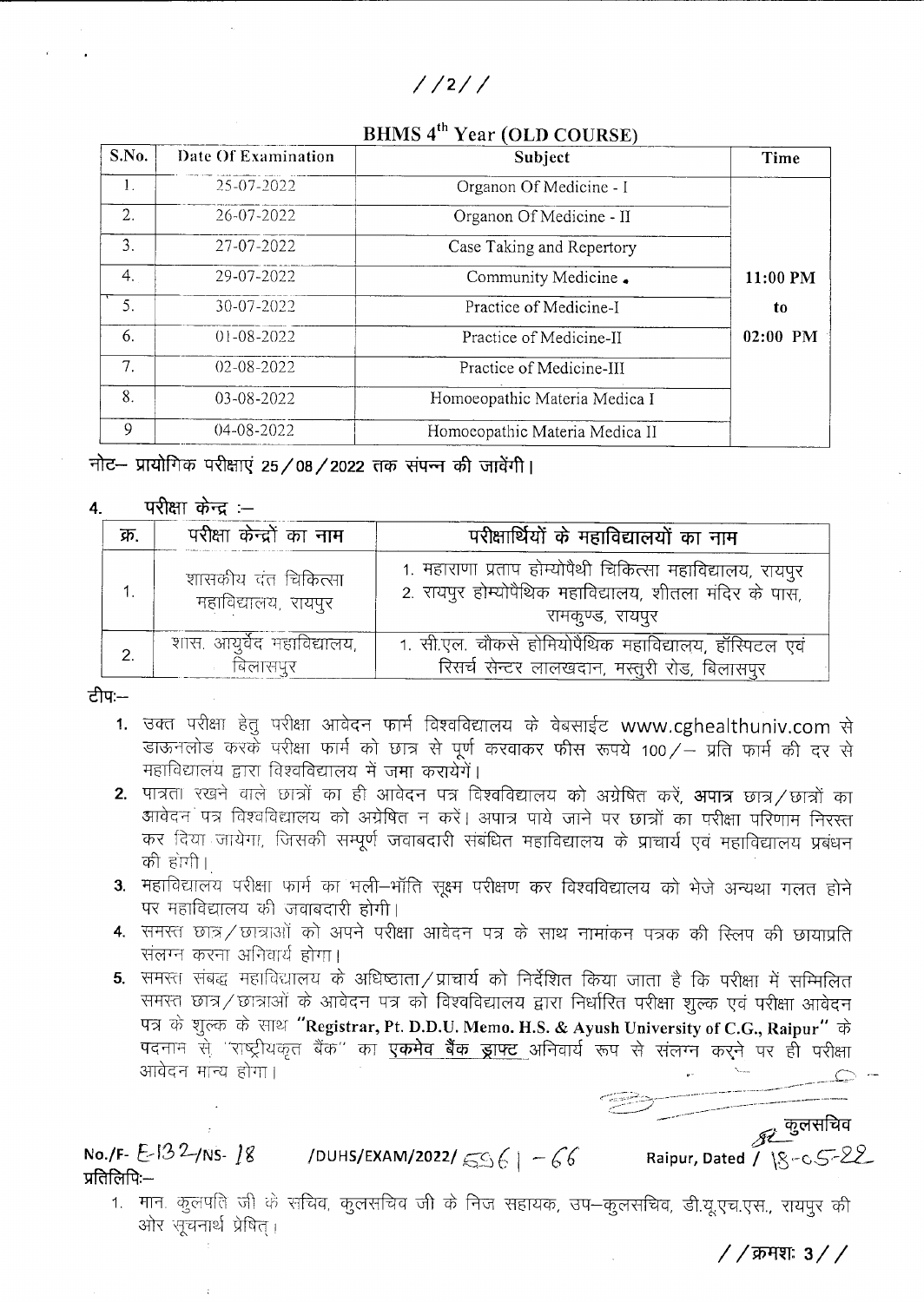## BHMS 4th Year (OLD COURSE)

| S.No. | Date Of Examination | Subject | Time |
|---|---|---|---|
| 1. | 25-07-2022 | Organon Of Medicine - I | 11:00 PM to 02:00 PM |
| 2. | 26-07-2022 | Organon Of Medicine - II | |
| 3. | 27-07-2022 | Case Taking and Repertory | |
| 4. | 29-07-2022 | Community Medicine . | |
| 5. | 30-07-2022 | Practice of Medicine-I | |
| 6. | 01-08-2022 | Practice of Medicine-II | |
| 7. | 02-08-2022 | Practice of Medicine-III | |
| 8. | 03-08-2022 | Homoeopathic Materia Medica I | |
| 9 | 04-08-2022 | Homoeopathic Materia Medica II | |

**नोट– प्रायोगिक परीक्षाएं 25/08/2022 तक संपन्न की जावेंगी।**

**4. परीक्षा केन्द्र :–**

| क्र. | परीक्षा केन्द्रों का नाम | परीक्षार्थियों के महाविद्यालयों का नाम |
|---|---|---|
| 1. | शासकीय दंत चिकित्सा महाविद्यालय, रायपुर | 1. महाराणा प्रताप होम्योपैथी चिकित्सा महाविद्यालय, रायपुर<br>2. रायपुर होम्योपैथिक महाविद्यालय, शीतला मंदिर के पास, रामकुण्ड, रायपुर |
| 2. | शास. आयुर्वेद महाविद्यालय, बिलासपुर | 1. सी.एल. चौकसे होमियोपैथिक महाविद्यालय, हॉस्पिटल एवं रिसर्च सेन्टर लालखदान, मस्तुरी रोड, बिलासपुर |

**टीपः–**

1. उक्त परीक्षा हेतु परीक्षा आवेदन फार्म विश्वविद्यालय के वेबसाईट www.cghealthuniv.com से डाऊनलोड करके परीक्षा फार्म को छात्र से पूर्ण करवाकर फीस रूपये 100/– प्रति फार्म की दर से महाविद्यालय द्वारा विश्वविद्यालय में जमा करायेगें।
2. पात्रता रखने वाले छात्रों का ही आवेदन पत्र विश्वविद्यालय को अग्रेषित करें, **अपात्र** छात्र/छात्रों का आवेदन पत्र विश्वविद्यालय को अग्रेषित न करें। अपात्र पाये जाने पर छात्रों का परीक्षा परिणाम निरस्त कर दिया जायेगा, जिसकी सम्पूर्ण जवाबदारी संबंधित महाविद्यालय के प्राचार्य एवं महाविद्यालय प्रबंधन की होगी।
3. महाविद्यालय परीक्षा फार्म का भली–भॉति सूक्ष्म परीक्षण कर विश्वविद्यालय को भेजे अन्यथा गलत होने पर महाविद्यालय की जवाबदारी होगी।
4. समस्त छात्र/छात्राओं को अपने परीक्षा आवेदन पत्र के साथ नामांकन पत्रक की स्लिप की छायाप्रति संलग्न करना अनिवार्य होगा।
5. समस्त संबद्ध महाविद्यालय के अधिष्ठाता/प्राचार्य को निर्देशित किया जाता है कि परीक्षा में सम्मिलित समस्त छात्र/छात्राओं के आवेदन पत्र को विश्वविद्यालय द्वारा निर्धारित परीक्षा शुल्क एवं परीक्षा आवेदन पत्र के शुल्क के साथ **"Registrar, Pt. D.D.U. Memo. H.S. & Ayush University of C.G., Raipur"** के पदनाम से "राष्ट्रीयकृत बैंक" का **एकमेव बैंक ड्राफ्ट** अनिवार्य रूप से संलग्न करने पर ही परीक्षा आवेदन मान्य होगा।

कुलसचिव

No./F- E-132/NS- 18 /DUHS/EXAM/2022/ 5561 – 66 Raipur, Dated / 18-05-22

प्रतिलिपिः–

1. मान. कुलपति जी के सचिव, कुलसचिव जी के निज सहायक, उप–कुलसचिव, डी.यू.एच.एस., रायपुर की ओर सूचनार्थ प्रेषित।

//क्रमशः 3//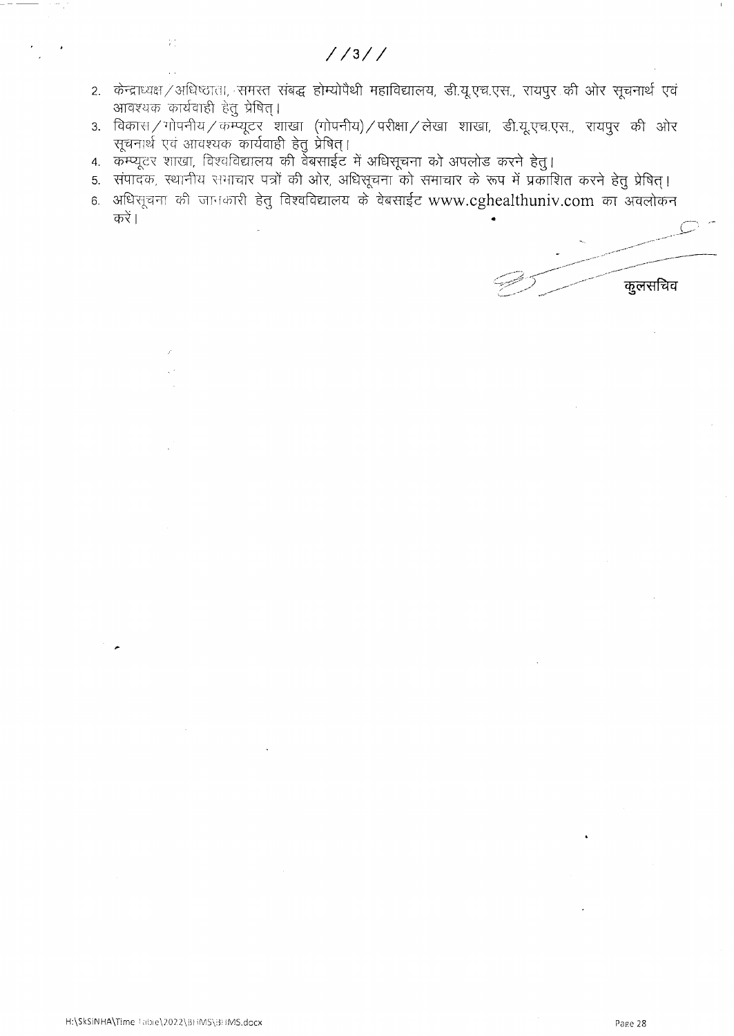2. केन्द्राध्यक्ष/अधिष्ठाता, समस्त संबद्ध होम्योपैथी महाविद्यालय, डी.यू.एच.एस., रायपुर की ओर सूचनार्थ एवं आवश्यक कार्यवाही हेतु प्रेषित्।
3. विकास/गोपनीय/कम्प्यूटर शाखा (गोपनीय)/परीक्षा/लेखा शाखा, डी.यू.एच.एस., रायपुर की ओर सूचनार्थ एवं आवश्यक कार्यवाही हेतु प्रेषित्।
4. कम्प्यूटर शाखा, विश्वविद्यालय की वेबसाईट में अधिसूचना को अपलोड करने हेतु।
5. संपादक, स्थानीय समाचार पत्रों की ओर, अधिसूचना को समाचार के रूप में प्रकाशित करने हेतु प्रेषित्।
6. अधिसूचना की जानकारी हेतु विश्वविद्यालय के वेबसाईट www.cghealthuniv.com का अवलोकन करें।

कुलसचिव

H:\SkSINHA\Time Table\2022\BHMS\BHMS.docx